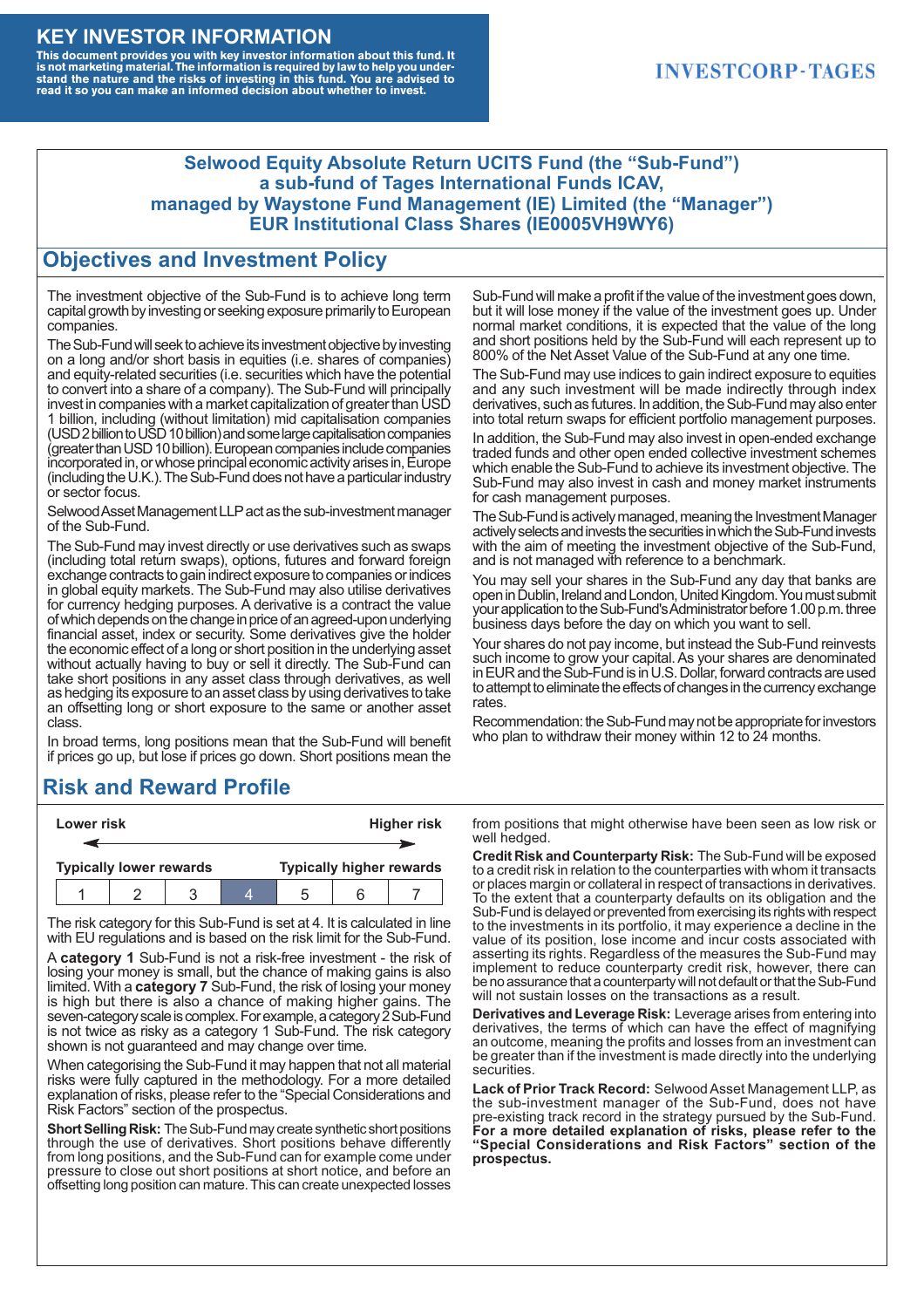# KEY INVESTOR INFORMATION

**This document provides you with key investor information about this fund. It is not marketing material. The information is required by law to help you understand the nature and the risks of investing in this fund. You are advised to read it so you can make an informed decision about whether to invest.**

INVESTCORP-TAGES

**Selwood Equity Absolute Return UCITS Fund (the "Sub-Fund") a sub-fund of Tages International Funds ICAV, managed by Waystone Fund Management (IE) Limited (the "Manager") EUR Institutional Class Shares (IE0005VH9WY6)**

## Objectives and Investment Policy

The investment objective of the Sub-Fund is to achieve long term capital growth by investing or seeking exposure primarily to European companies.

The Sub-Fund will seek to achieve its investment objective by investing on a long and/or short basis in equities (i.e. shares of companies) and equity-related securities (i.e. securities which have the potential to convert into a share of a company). The Sub-Fund will principally invest in companies with a market capitalization of greater than USD 1 billion, including (without limitation) mid capitalisation companies (USD 2 billion to USD 10 billion) and some large capitalisation companies (greater than USD 10 billion). European companies include companies incorporated in, or whose principal economic activity arises in, Europe (including the U.K.). The Sub-Fund does not have a particular industry or sector focus.

Selwood Asset Management LLP act as the sub-investment manager of the Sub-Fund.

The Sub-Fund may invest directly or use derivatives such as swaps (including total return swaps), options, futures and forward foreign exchange contracts to gain indirect exposure to companies or indices in global equity markets. The Sub-Fund may also utilise derivatives for currency hedging purposes. A derivative is a contract the value of which depends on the change in price of an agreed-upon underlying financial asset, index or security. Some derivatives give the holder the economic effect of a long or short position in the underlying asset without actually having to buy or sell it directly. The Sub-Fund can take short positions in any asset class through derivatives, as well as hedging its exposure to an asset class by using derivatives to take an offsetting long or short exposure to the same or another asset class.

In broad terms, long positions mean that the Sub-Fund will benefit if prices go up, but lose if prices go down. Short positions mean the Sub-Fund will make a profit if the value of the investment goes down, but it will lose money if the value of the investment goes up. Under normal market conditions, it is expected that the value of the long and short positions held by the Sub-Fund will each represent up to 800% of the Net Asset Value of the Sub-Fund at any one time.

The Sub-Fund may use indices to gain indirect exposure to equities and any such investment will be made indirectly through index derivatives, such as futures. In addition, the Sub-Fund may also enter into total return swaps for efficient portfolio management purposes.

In addition, the Sub-Fund may also invest in open-ended exchange traded funds and other open ended collective investment schemes which enable the Sub-Fund to achieve its investment objective. The Sub-Fund may also invest in cash and money market instruments for cash management purposes.

The Sub-Fund is actively managed, meaning the Investment Manager actively selects and invests the securities in which the Sub-Fund invests with the aim of meeting the investment objective of the Sub-Fund, and is not managed with reference to a benchmark.

You may sell your shares in the Sub-Fund any day that banks are open in Dublin, Ireland and London, United Kingdom. You must submit your application to the Sub-Fund's Administrator before 1.00 p.m. three business days before the day on which you want to sell.

Your shares do not pay income, but instead the Sub-Fund reinvests such income to grow your capital. As your shares are denominated in EUR and the Sub-Fund is in U.S. Dollar, forward contracts are used to attempt to eliminate the effects of changes in the currency exchange rates.

Recommendation: the Sub-Fund may not be appropriate for investors who plan to withdraw their money within 12 to 24 months.

## Risk and Reward Profile

**Lower risk** ← → **Higher risk**

**Typically lower rewards** — **Typically higher rewards**

| 1 | 2 | 3 | **4** | 5 | 6 | 7 |
|---|---|---|---|---|---|---|

The risk category for this Sub-Fund is set at 4. It is calculated in line with EU regulations and is based on the risk limit for the Sub-Fund.

A **category 1** Sub-Fund is not a risk-free investment - the risk of losing your money is small, but the chance of making gains is also limited. With a **category 7** Sub-Fund, the risk of losing your money is high but there is also a chance of making higher gains. The seven-category scale is complex. For example, a category 2 Sub-Fund is not twice as risky as a category 1 Sub-Fund. The risk category shown is not guaranteed and may change over time.

When categorising the Sub-Fund it may happen that not all material risks were fully captured in the methodology. For a more detailed explanation of risks, please refer to the "Special Considerations and Risk Factors" section of the prospectus.

**Short Selling Risk:** The Sub-Fund may create synthetic short positions through the use of derivatives. Short positions behave differently from long positions, and the Sub-Fund can for example come under pressure to close out short positions at short notice, and before an offsetting long position can mature. This can create unexpected losses from positions that might otherwise have been seen as low risk or well hedged.

**Credit Risk and Counterparty Risk:** The Sub-Fund will be exposed to a credit risk in relation to the counterparties with whom it transacts or places margin or collateral in respect of transactions in derivatives. To the extent that a counterparty defaults on its obligation and the Sub-Fund is delayed or prevented from exercising its rights with respect to the investments in its portfolio, it may experience a decline in the value of its position, lose income and incur costs associated with asserting its rights. Regardless of the measures the Sub-Fund may implement to reduce counterparty credit risk, however, there can be no assurance that a counterparty will not default or that the Sub-Fund will not sustain losses on the transactions as a result.

**Derivatives and Leverage Risk:** Leverage arises from entering into derivatives, the terms of which can have the effect of magnifying an outcome, meaning the profits and losses from an investment can be greater than if the investment is made directly into the underlying securities.

**Lack of Prior Track Record:** Selwood Asset Management LLP, as the sub-investment manager of the Sub-Fund, does not have pre-existing track record in the strategy pursued by the Sub-Fund. **For a more detailed explanation of risks, please refer to the "Special Considerations and Risk Factors" section of the prospectus.**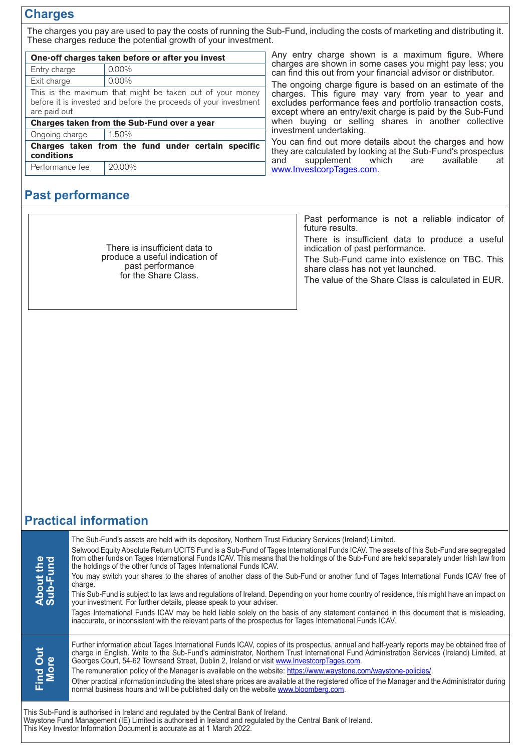## Charges

The charges you pay are used to pay the costs of running the Sub-Fund, including the costs of marketing and distributing it. These charges reduce the potential growth of your investment.

| One-off charges taken before or after you invest | |
|---|---|
| Entry charge | 0.00% |
| Exit charge | 0.00% |
| This is the maximum that might be taken out of your money before it is invested and before the proceeds of your investment are paid out | |
| **Charges taken from the Sub-Fund over a year** | |
| Ongoing charge | 1.50% |
| **Charges taken from the fund under certain specific conditions** | |
| Performance fee | 20.00% |

Any entry charge shown is a maximum figure. Where charges are shown in some cases you might pay less; you can find this out from your financial advisor or distributor.

The ongoing charge figure is based on an estimate of the charges. This figure may vary from year to year and excludes performance fees and portfolio transaction costs, except where an entry/exit charge is paid by the Sub-Fund when buying or selling shares in another collective investment undertaking.

You can find out more details about the charges and how they are calculated by looking at the Sub-Fund's prospectus and supplement which are available at www.InvestcorpTages.com.

## Past performance

There is insufficient data to produce a useful indication of past performance for the Share Class.

Past performance is not a reliable indicator of future results.

There is insufficient data to produce a useful indication of past performance.

The Sub-Fund came into existence on TBC. This share class has not yet launched.

The value of the Share Class is calculated in EUR.

## Practical information

### About the Sub-Fund

The Sub-Fund's assets are held with its depository, Northern Trust Fiduciary Services (Ireland) Limited.

Selwood Equity Absolute Return UCITS Fund is a Sub-Fund of Tages International Funds ICAV. The assets of this Sub-Fund are segregated from other funds on Tages International Funds ICAV. This means that the holdings of the Sub-Fund are held separately under Irish law from the holdings of the other funds of Tages International Funds ICAV.

You may switch your shares to the shares of another class of the Sub-Fund or another fund of Tages International Funds ICAV free of charge.

This Sub-Fund is subject to tax laws and regulations of Ireland. Depending on your home country of residence, this might have an impact on your investment. For further details, please speak to your adviser.

Tages International Funds ICAV may be held liable solely on the basis of any statement contained in this document that is misleading, inaccurate, or inconsistent with the relevant parts of the prospectus for Tages International Funds ICAV.

### Find Out More

Further information about Tages International Funds ICAV, copies of its prospectus, annual and half-yearly reports may be obtained free of charge in English. Write to the Sub-Fund's administrator, Northern Trust International Fund Administration Services (Ireland) Limited, at Georges Court, 54-62 Townsend Street, Dublin 2, Ireland or visit www.InvestcorpTages.com.

The remuneration policy of the Manager is available on the website: https://www.waystone.com/waystone-policies/.

Other practical information including the latest share prices are available at the registered office of the Manager and the Administrator during normal business hours and will be published daily on the website www.bloomberg.com.

This Sub-Fund is authorised in Ireland and regulated by the Central Bank of Ireland.
Waystone Fund Management (IE) Limited is authorised in Ireland and regulated by the Central Bank of Ireland.
This Key Investor Information Document is accurate as at 1 March 2022.